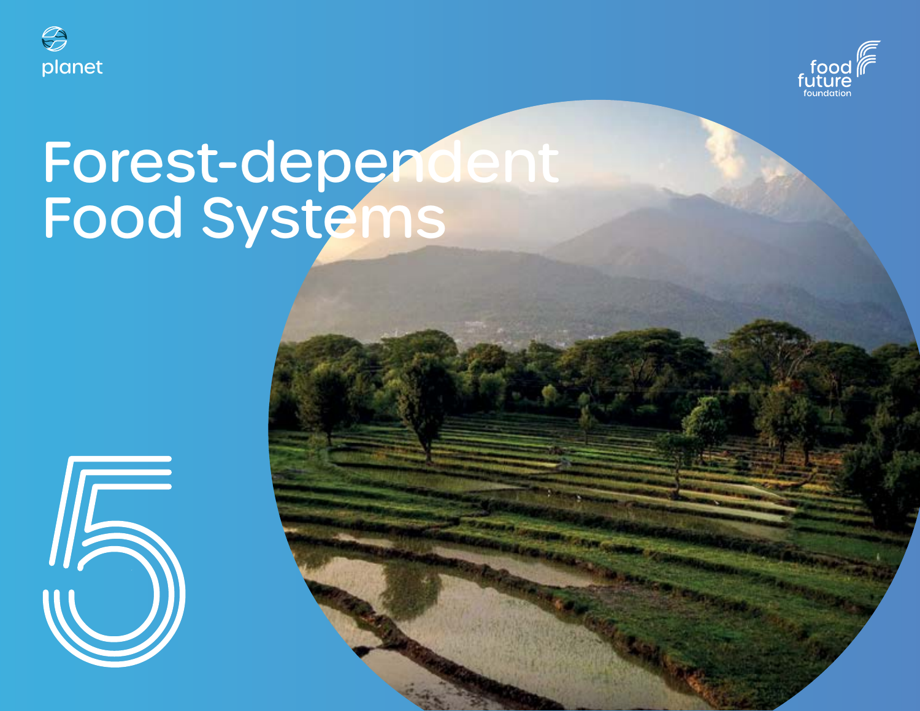planet

food future foundation

# Forest-dependent Food Systems

5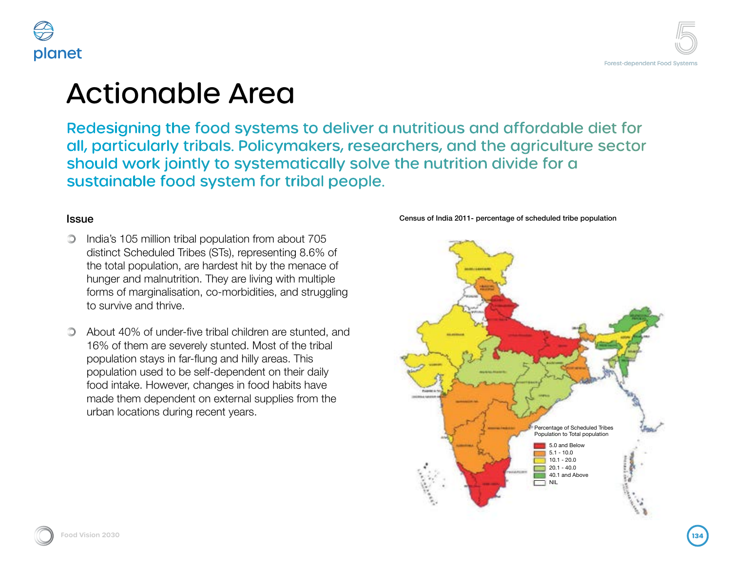# Actionable Area

## Redesigning the food systems to deliver a nutritious and affordable diet for all, particularly tribals. Policymakers, researchers, and the agriculture sector should work jointly to systematically solve the nutrition divide for a sustainable food system for tribal people.

### Issue

- India's 105 million tribal population from about 705 distinct Scheduled Tribes (STs), representing 8.6% of the total population, are hardest hit by the menace of hunger and malnutrition. They are living with multiple forms of marginalisation, co-morbidities, and struggling to survive and thrive.
- About 40% of under-five tribal children are stunted, and 16% of them are severely stunted. Most of the tribal population stays in far-flung and hilly areas. This population used to be self-dependent on their daily food intake. However, changes in food habits have made them dependent on external supplies from the urban locations during recent years.

Census of India 2011- percentage of scheduled tribe population

Percentage of Scheduled Tribes Population to Total population

- 5.0 and Below
- 5.1 - 10.0
- 10.1 - 20.0
- 20.1 - 40.0
- 40.1 and Above
- NIL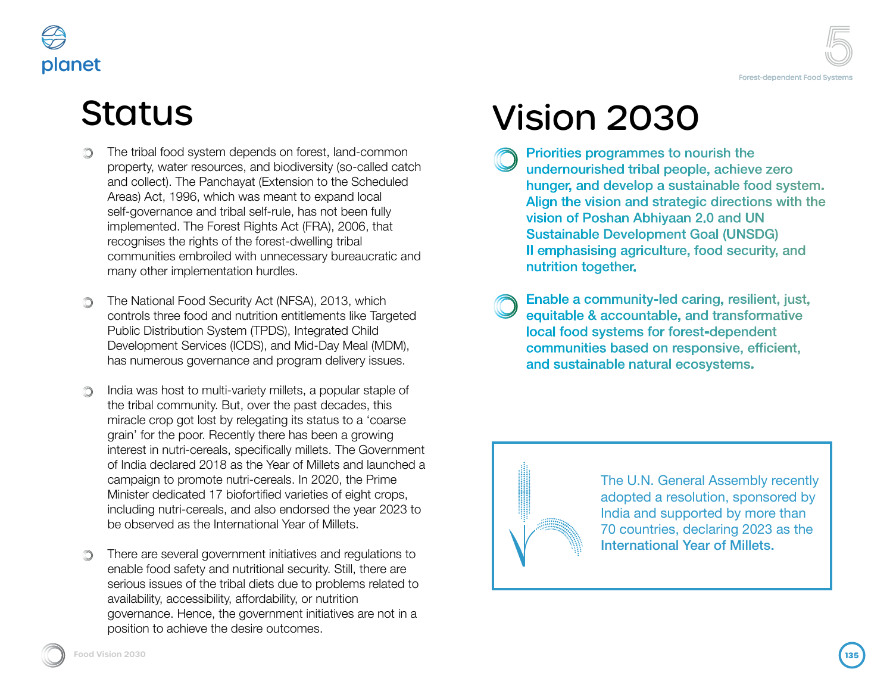## Status

- The tribal food system depends on forest, land-common property, water resources, and biodiversity (so-called catch and collect). The Panchayat (Extension to the Scheduled Areas) Act, 1996, which was meant to expand local self-governance and tribal self-rule, has not been fully implemented. The Forest Rights Act (FRA), 2006, that recognises the rights of the forest-dwelling tribal communities embroiled with unnecessary bureaucratic and many other implementation hurdles.

- The National Food Security Act (NFSA), 2013, which controls three food and nutrition entitlements like Targeted Public Distribution System (TPDS), Integrated Child Development Services (ICDS), and Mid-Day Meal (MDM), has numerous governance and program delivery issues.

- India was host to multi-variety millets, a popular staple of the tribal community. But, over the past decades, this miracle crop got lost by relegating its status to a 'coarse grain' for the poor. Recently there has been a growing interest in nutri-cereals, specifically millets. The Government of India declared 2018 as the Year of Millets and launched a campaign to promote nutri-cereals. In 2020, the Prime Minister dedicated 17 biofortified varieties of eight crops, including nutri-cereals, and also endorsed the year 2023 to be observed as the International Year of Millets.

- There are several government initiatives and regulations to enable food safety and nutritional security. Still, there are serious issues of the tribal diets due to problems related to availability, accessibility, affordability, or nutrition governance. Hence, the government initiatives are not in a position to achieve the desire outcomes.

## Vision 2030

- Priorities programmes to nourish the undernourished tribal people, achieve zero hunger, and develop a sustainable food system. Align the vision and strategic directions with the vision of Poshan Abhiyaan 2.0 and UN Sustainable Development Goal (UNSDG) II emphasising agriculture, food security, and nutrition together.

- Enable a community-led caring, resilient, just, equitable & accountable, and transformative local food systems for forest-dependent communities based on responsive, efficient, and sustainable natural ecosystems.

> The U.N. General Assembly recently adopted a resolution, sponsored by India and supported by more than 70 countries, declaring 2023 as the **International Year of Millets.**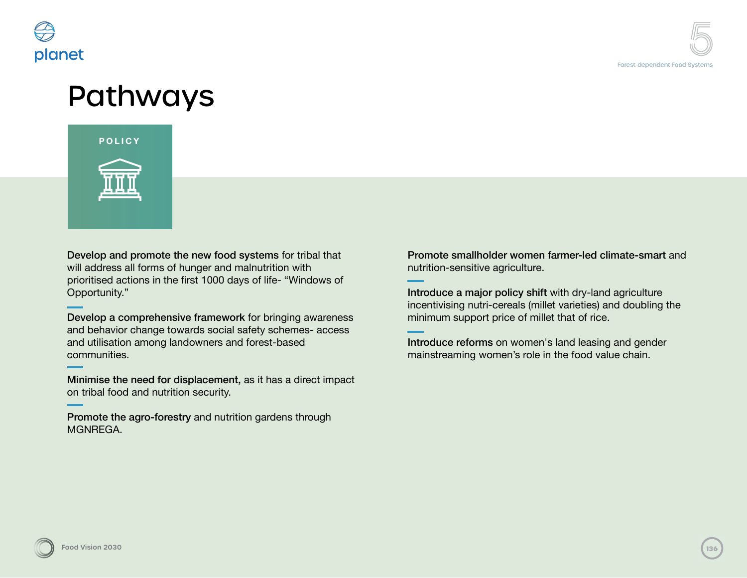# Pathways

**POLICY**

**Develop and promote the new food systems** for tribal that will address all forms of hunger and malnutrition with prioritised actions in the first 1000 days of life- "Windows of Opportunity."

**Develop a comprehensive framework** for bringing awareness and behavior change towards social safety schemes- access and utilisation among landowners and forest-based communities.

**Minimise the need for displacement,** as it has a direct impact on tribal food and nutrition security.

**Promote the agro-forestry** and nutrition gardens through MGNREGA.

**Promote smallholder women farmer-led climate-smart** and nutrition-sensitive agriculture.

**Introduce a major policy shift** with dry-land agriculture incentivising nutri-cereals (millet varieties) and doubling the minimum support price of millet that of rice.

**Introduce reforms** on women's land leasing and gender mainstreaming women's role in the food value chain.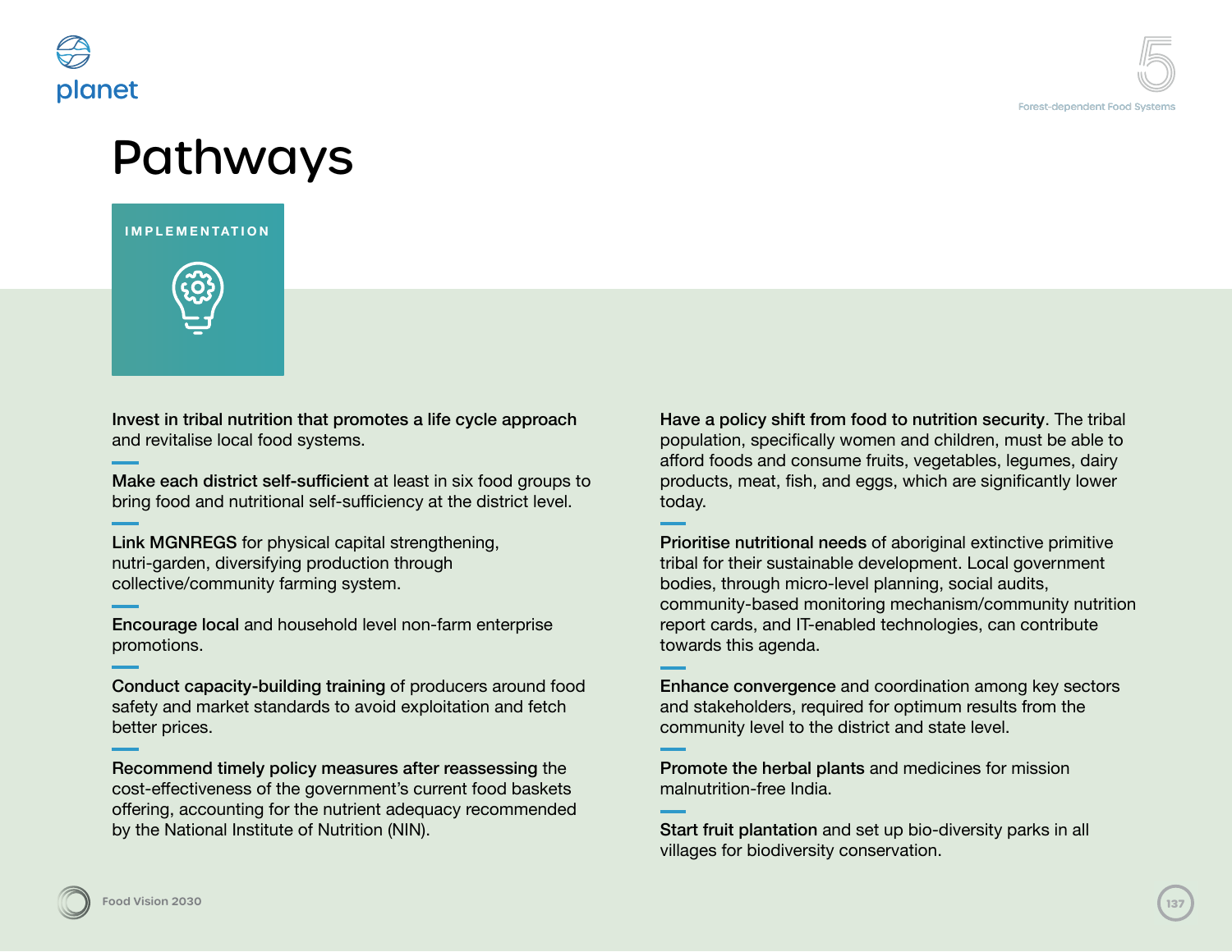# Pathways

## IMPLEMENTATION

**Invest in tribal nutrition that promotes a life cycle approach** and revitalise local food systems.

**Make each district self-sufficient** at least in six food groups to bring food and nutritional self-sufficiency at the district level.

**Link MGNREGS** for physical capital strengthening, nutri-garden, diversifying production through collective/community farming system.

**Encourage local** and household level non-farm enterprise promotions.

**Conduct capacity-building training** of producers around food safety and market standards to avoid exploitation and fetch better prices.

**Recommend timely policy measures after reassessing** the cost-effectiveness of the government's current food baskets offering, accounting for the nutrient adequacy recommended by the National Institute of Nutrition (NIN).

**Have a policy shift from food to nutrition security**. The tribal population, specifically women and children, must be able to afford foods and consume fruits, vegetables, legumes, dairy products, meat, fish, and eggs, which are significantly lower today.

**Prioritise nutritional needs** of aboriginal extinctive primitive tribal for their sustainable development. Local government bodies, through micro-level planning, social audits, community-based monitoring mechanism/community nutrition report cards, and IT-enabled technologies, can contribute towards this agenda.

**Enhance convergence** and coordination among key sectors and stakeholders, required for optimum results from the community level to the district and state level.

**Promote the herbal plants** and medicines for mission malnutrition-free India.

**Start fruit plantation** and set up bio-diversity parks in all villages for biodiversity conservation.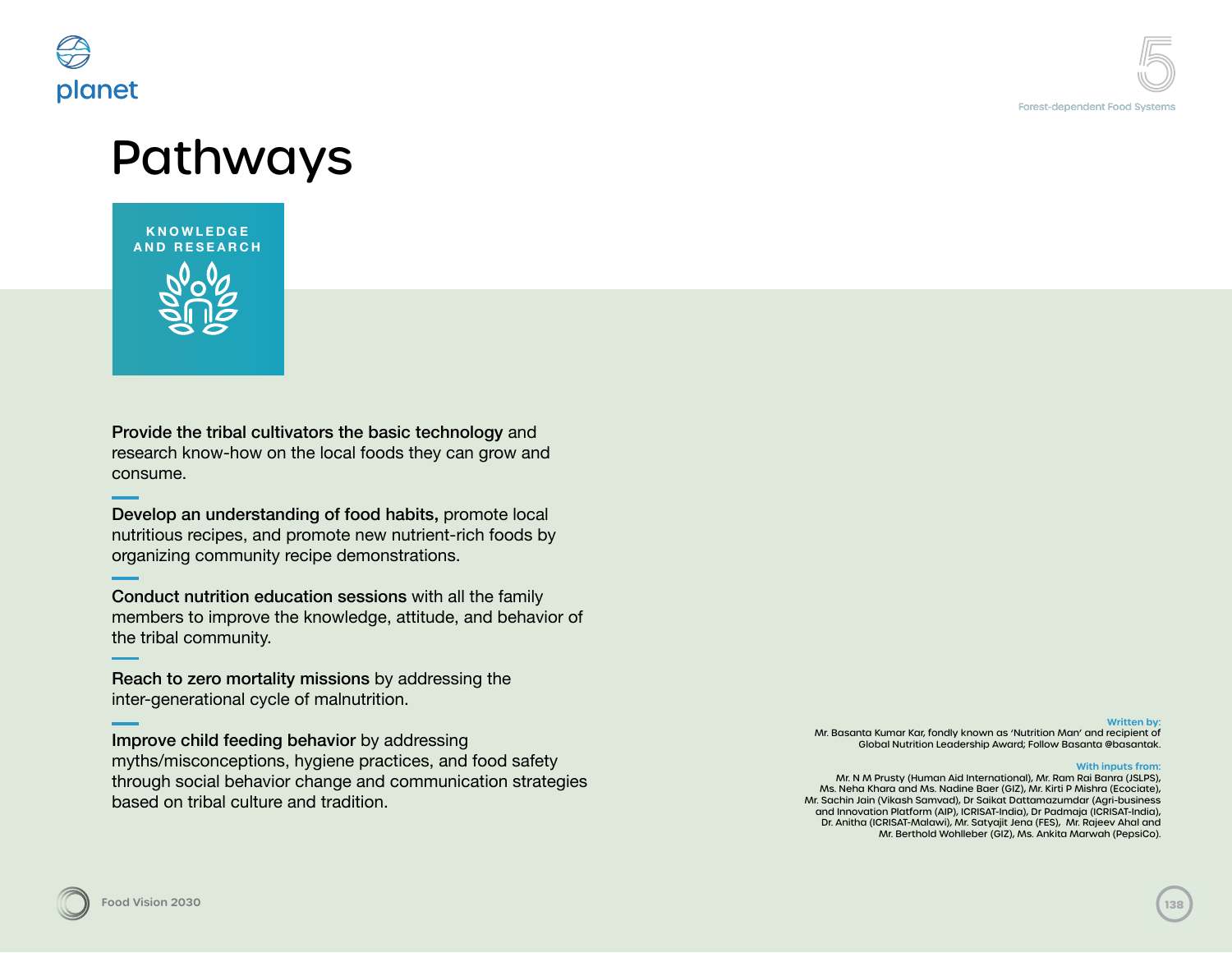# Pathways

KNOWLEDGE AND RESEARCH

**Provide the tribal cultivators the basic technology** and research know-how on the local foods they can grow and consume.

**Develop an understanding of food habits,** promote local nutritious recipes, and promote new nutrient-rich foods by organizing community recipe demonstrations.

**Conduct nutrition education sessions** with all the family members to improve the knowledge, attitude, and behavior of the tribal community.

**Reach to zero mortality missions** by addressing the inter-generational cycle of malnutrition.

**Improve child feeding behavior** by addressing myths/misconceptions, hygiene practices, and food safety through social behavior change and communication strategies based on tribal culture and tradition.

**Written by:**
Mr. Basanta Kumar Kar, fondly known as 'Nutrition Man' and recipient of Global Nutrition Leadership Award; Follow Basanta @basantak.

**With inputs from:**
Mr. N M Prusty (Human Aid International), Mr. Ram Rai Banra (JSLPS), Ms. Neha Khara and Ms. Nadine Baer (GIZ), Mr. Kirti P Mishra (Ecociate), Mr. Sachin Jain (Vikash Samvad), Dr Saikat Dattamazumdar (Agri-business and Innovation Platform (AIP), ICRISAT-India), Dr Padmaja (ICRISAT-India), Dr. Anitha (ICRISAT-Malawi), Mr. Satyajit Jena (FES), Mr. Rajeev Ahal and Mr. Berthold Wohlleber (GIZ), Ms. Ankita Marwah (PepsiCo).